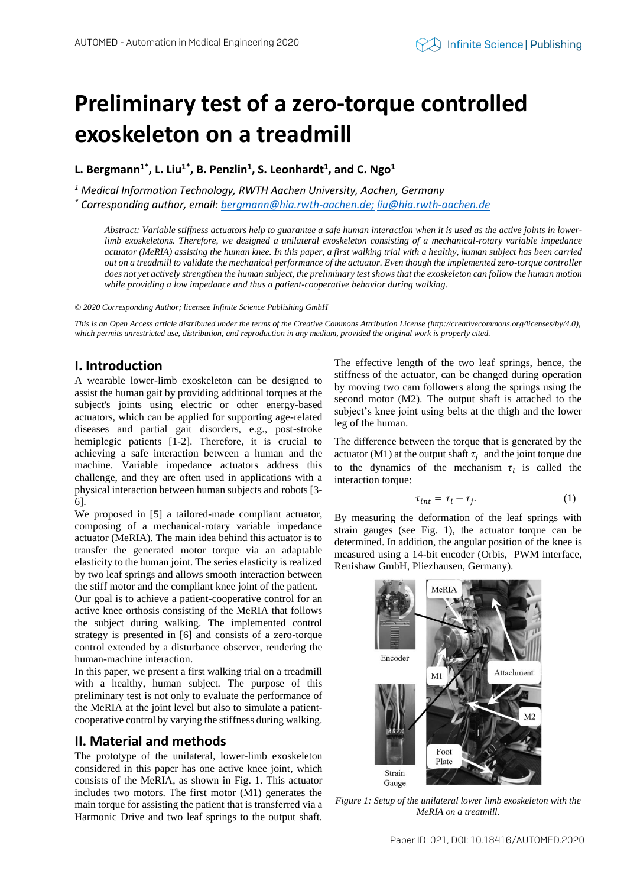# Preliminary test of a zero-torque controlled exoskeleton on a treadmill

**L. Bergmann[1*], L. Liu[1*], B. Penzlin[1], S. Leonhardt[1], and C. Ngo[1]**

*[1] Medical Information Technology, RWTH Aachen University, Aachen, Germany*
*[*] Corresponding author, email: bergmann@hia.rwth-aachen.de; liu@hia.rwth-aachen.de*

*Abstract: Variable stiffness actuators help to guarantee a safe human interaction when it is used as the active joints in lower-limb exoskeletons. Therefore, we designed a unilateral exoskeleton consisting of a mechanical-rotary variable impedance actuator (MeRIA) assisting the human knee. In this paper, a first walking trial with a healthy, human subject has been carried out on a treadmill to validate the mechanical performance of the actuator. Even though the implemented zero-torque controller does not yet actively strengthen the human subject, the preliminary test shows that the exoskeleton can follow the human motion while providing a low impedance and thus a patient-cooperative behavior during walking.*

*© 2020 Corresponding Author; licensee Infinite Science Publishing GmbH*

*This is an Open Access article distributed under the terms of the Creative Commons Attribution License (http://creativecommons.org/licenses/by/4.0), which permits unrestricted use, distribution, and reproduction in any medium, provided the original work is properly cited.*

## I. Introduction

A wearable lower-limb exoskeleton can be designed to assist the human gait by providing additional torques at the subject's joints using electric or other energy-based actuators, which can be applied for supporting age-related diseases and partial gait disorders, e.g., post-stroke hemiplegic patients [1-2]. Therefore, it is crucial to achieving a safe interaction between a human and the machine. Variable impedance actuators address this challenge, and they are often used in applications with a physical interaction between human subjects and robots [3-6].

We proposed in [5] a tailored-made compliant actuator, composing of a mechanical-rotary variable impedance actuator (MeRIA). The main idea behind this actuator is to transfer the generated motor torque via an adaptable elasticity to the human joint. The series elasticity is realized by two leaf springs and allows smooth interaction between the stiff motor and the compliant knee joint of the patient.

Our goal is to achieve a patient-cooperative control for an active knee orthosis consisting of the MeRIA that follows the subject during walking. The implemented control strategy is presented in [6] and consists of a zero-torque control extended by a disturbance observer, rendering the human-machine interaction.

In this paper, we present a first walking trial on a treadmill with a healthy, human subject. The purpose of this preliminary test is not only to evaluate the performance of the MeRIA at the joint level but also to simulate a patient-cooperative control by varying the stiffness during walking.

## II. Material and methods

The prototype of the unilateral, lower-limb exoskeleton considered in this paper has one active knee joint, which consists of the MeRIA, as shown in Fig. 1. This actuator includes two motors. The first motor (M1) generates the main torque for assisting the patient that is transferred via a Harmonic Drive and two leaf springs to the output shaft. The effective length of the two leaf springs, hence, the stiffness of the actuator, can be changed during operation by moving two cam followers along the springs using the second motor (M2). The output shaft is attached to the subject's knee joint using belts at the thigh and the lower leg of the human.

The difference between the torque that is generated by the actuator (M1) at the output shaft $\tau_j$ and the joint torque due to the dynamics of the mechanism $\tau_l$ is called the interaction torque:

$$\tau_{int} = \tau_l - \tau_j. \qquad (1)$$

By measuring the deformation of the leaf springs with strain gauges (see Fig. 1), the actuator torque can be determined. In addition, the angular position of the knee is measured using a 14-bit encoder (Orbis, PWM interface, Renishaw GmbH, Pliezhausen, Germany).

*Figure 1: Setup of the unilateral lower limb exoskeleton with the MeRIA on a treadmill.*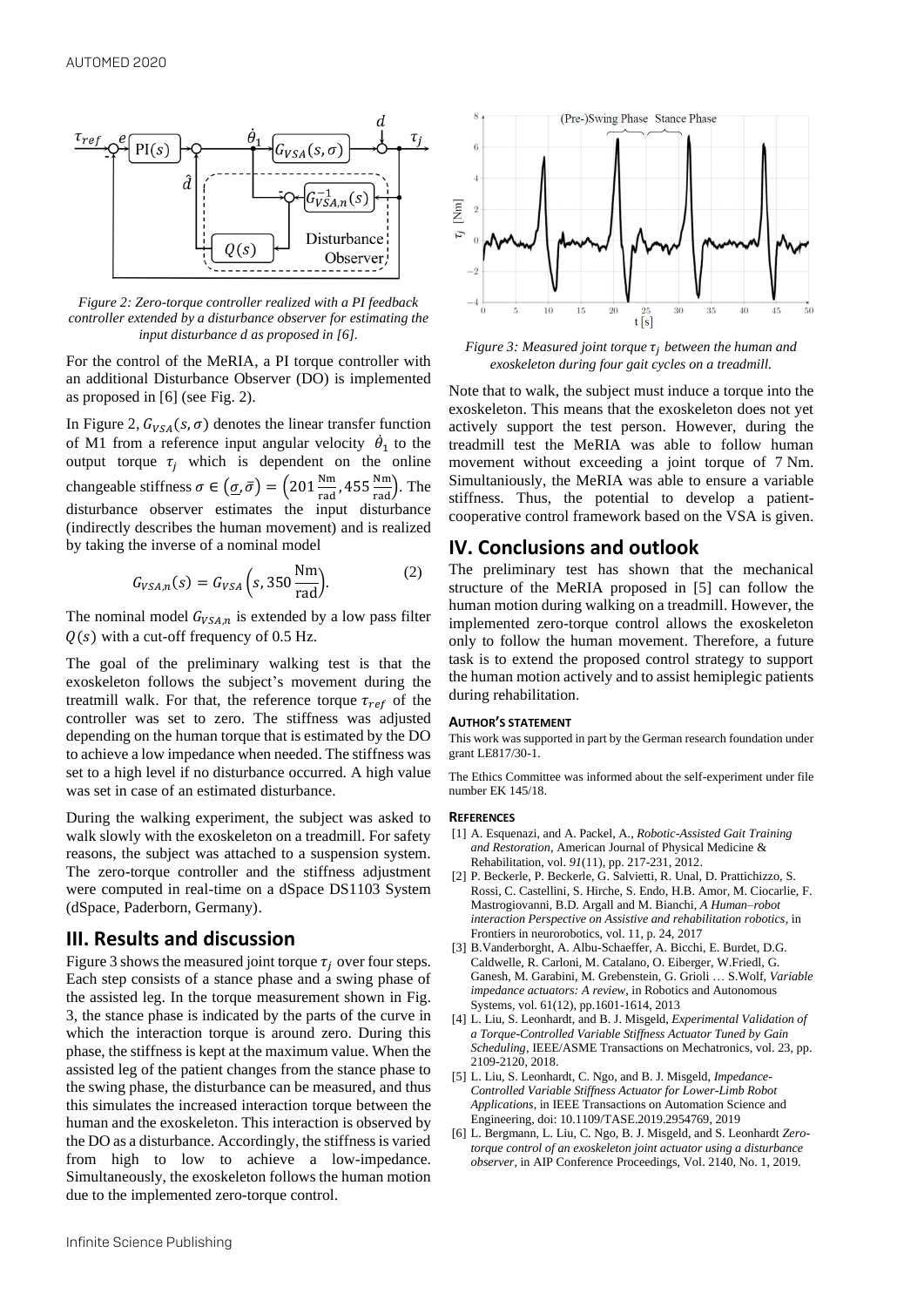$\tau_{ref}$ $e$ PI($s$) $\dot{\theta}_1$ $G_{VSA}(s,\sigma)$ $d$ $\tau_j$

$\hat{d}$ $G_{VSA,n}^{-1}(s)$

$Q(s)$ Disturbance Observer

*Figure 2: Zero-torque controller realized with a PI feedback controller extended by a disturbance observer for estimating the input disturbance d as proposed in [6].*

For the control of the MeRIA, a PI torque controller with an additional Disturbance Observer (DO) is implemented as proposed in [6] (see Fig. 2).

In Figure 2, $G_{VSA}(s,\sigma)$ denotes the linear transfer function of M1 from a reference input angular velocity $\dot{\theta}_1$ to the output torque $\tau_j$ which is dependent on the online changeable stiffness $\sigma \in (\underline{\sigma}, \bar{\sigma}) = \left(201\frac{\text{Nm}}{\text{rad}}, 455\frac{\text{Nm}}{\text{rad}}\right)$. The disturbance observer estimates the input disturbance (indirectly describes the human movement) and is realized by taking the inverse of a nominal model

$$G_{VSA,n}(s) = G_{VSA}\left(s, 350\frac{\text{Nm}}{\text{rad}}\right). \tag{2}$$

The nominal model $G_{VSA,n}$ is extended by a low pass filter $Q(s)$ with a cut-off frequency of 0.5 Hz.

The goal of the preliminary walking test is that the exoskeleton follows the subject's movement during the treatmill walk. For that, the reference torque $\tau_{ref}$ of the controller was set to zero. The stiffness was adjusted depending on the human torque that is estimated by the DO to achieve a low impedance when needed. The stiffness was set to a high level if no disturbance occurred. A high value was set in case of an estimated disturbance.

During the walking experiment, the subject was asked to walk slowly with the exoskeleton on a treadmill. For safety reasons, the subject was attached to a suspension system. The zero-torque controller and the stiffness adjustment were computed in real-time on a dSpace DS1103 System (dSpace, Paderborn, Germany).

## III. Results and discussion

Figure 3 shows the measured joint torque $\tau_j$ over four steps. Each step consists of a stance phase and a swing phase of the assisted leg. In the torque measurement shown in Fig. 3, the stance phase is indicated by the parts of the curve in which the interaction torque is around zero. During this phase, the stiffness is kept at the maximum value. When the assisted leg of the patient changes from the stance phase to the swing phase, the disturbance can be measured, and thus this simulates the increased interaction torque between the human and the exoskeleton. This interaction is observed by the DO as a disturbance. Accordingly, the stiffness is varied from high to low to achieve a low-impedance. Simultaneously, the exoskeleton follows the human motion due to the implemented zero-torque control.

(Pre-)Swing Phase Stance Phase

$\tau_j$ [Nm]

t [s]

*Figure 3: Measured joint torque $\tau_j$ between the human and exoskeleton during four gait cycles on a treadmill.*

Note that to walk, the subject must induce a torque into the exoskeleton. This means that the exoskeleton does not yet actively support the test person. However, during the treadmill test the MeRIA was able to follow human movement without exceeding a joint torque of 7 Nm. Simultaniously, the MeRIA was able to ensure a variable stiffness. Thus, the potential to develop a patient-cooperative control framework based on the VSA is given.

## IV. Conclusions and outlook

The preliminary test has shown that the mechanical structure of the MeRIA proposed in [5] can follow the human motion during walking on a treadmill. However, the implemented zero-torque control allows the exoskeleton only to follow the human movement. Therefore, a future task is to extend the proposed control strategy to support the human motion actively and to assist hemiplegic patients during rehabilitation.

#### AUTHOR'S STATEMENT

This work was supported in part by the German research foundation under grant LE817/30-1.

The Ethics Committee was informed about the self-experiment under file number EK 145/18.

#### REFERENCES

[1] A. Esquenazi, and A. Packel, A., *Robotic-Assisted Gait Training and Restoration*, American Journal of Physical Medicine & Rehabilitation, vol. *91*(11), pp. 217-231, 2012.

[2] P. Beckerle, P. Beckerle, G. Salvietti, R. Unal, D. Prattichizzo, S. Rossi, C. Castellini, S. Hirche, S. Endo, H.B. Amor, M. Ciocarlie, F. Mastrogiovanni, B.D. Argall and M. Bianchi, *A Human–robot interaction Perspective on Assistive and rehabilitation robotics*, in Frontiers in neurorobotics, vol. 11, p. 24, 2017

[3] B.Vanderborght, A. Albu-Schaeffer, A. Bicchi, E. Burdet, D.G. Caldwelle, R. Carloni, M. Catalano, O. Eiberger, W.Friedl, G. Ganesh, M. Garabini, M. Grebenstein, G. Grioli … S.Wolf, *Variable impedance actuators: A review*, in Robotics and Autonomous Systems, vol. 61(12), pp.1601-1614, 2013

[4] L. Liu, S. Leonhardt, and B. J. Misgeld, *Experimental Validation of a Torque-Controlled Variable Stiffness Actuator Tuned by Gain Scheduling*, IEEE/ASME Transactions on Mechatronics, vol. 23, pp. 2109-2120, 2018.

[5] L. Liu, S. Leonhardt, C. Ngo, and B. J. Misgeld, *Impedance-Controlled Variable Stiffness Actuator for Lower-Limb Robot Applications*, in IEEE Transactions on Automation Science and Engineering, doi: 10.1109/TASE.2019.2954769, 2019

[6] L. Bergmann, L. Liu, C. Ngo, B. J. Misgeld, and S. Leonhardt *Zero-torque control of an exoskeleton joint actuator using a disturbance observer*, in AIP Conference Proceedings, Vol. 2140, No. 1, 2019.